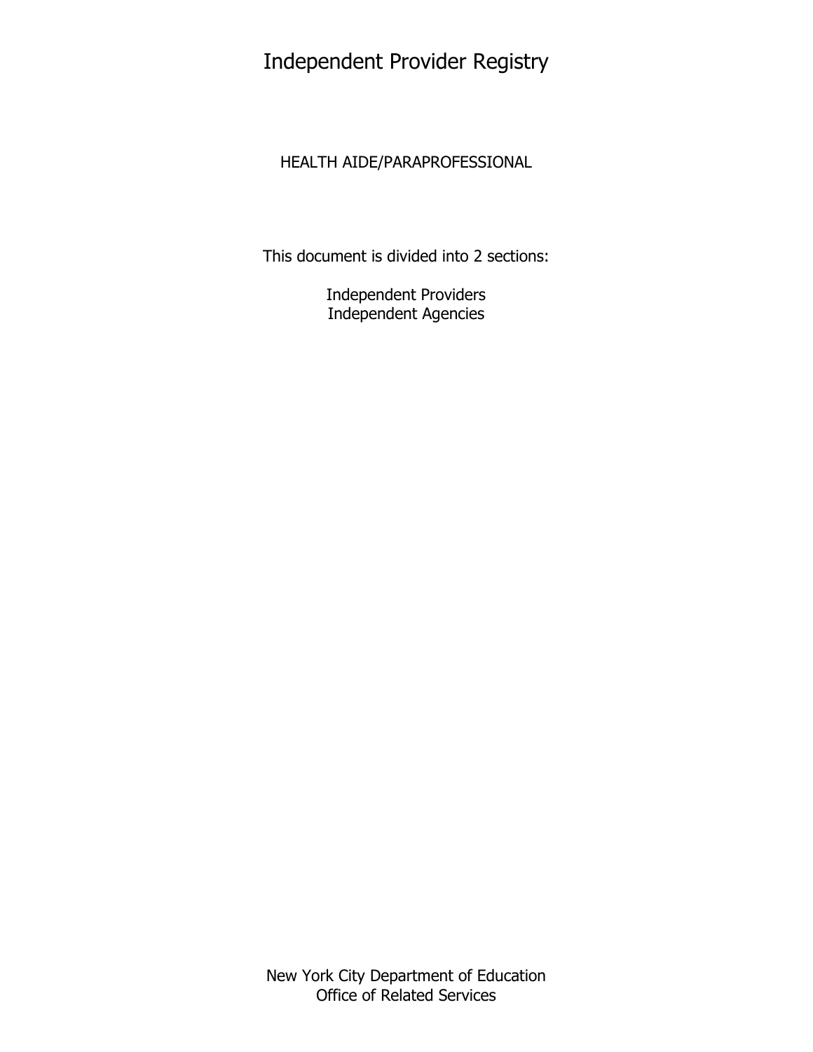# Independent Provider Registry

HEALTH AIDE/PARAPROFESSIONAL

This document is divided into 2 sections:

Independent Providers
Independent Agencies

New York City Department of Education
Office of Related Services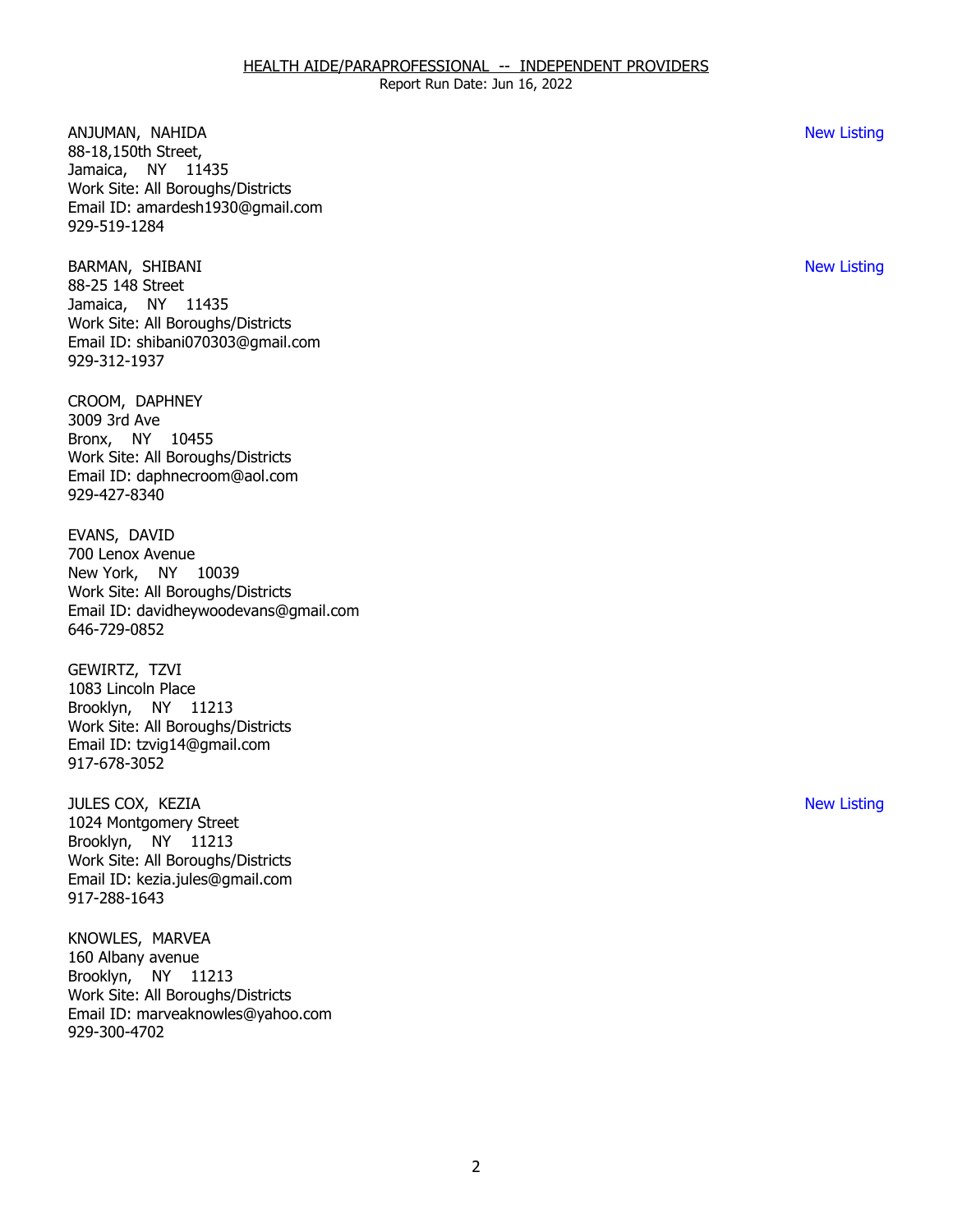## HEALTH AIDE/PARAPROFESSIONAL -- INDEPENDENT PROVIDERS

Report Run Date: Jun 16, 2022

ANJUMAN, NAHIDA  
88-18,150th Street,  
Jamaica, NY 11435  
Work Site: All Boroughs/Districts  
Email ID: amardesh1930@gmail.com  
929-519-1284  
New Listing

BARMAN, SHIBANI  
88-25 148 Street  
Jamaica, NY 11435  
Work Site: All Boroughs/Districts  
Email ID: shibani070303@gmail.com  
929-312-1937  
New Listing

CROOM, DAPHNEY  
3009 3rd Ave  
Bronx, NY 10455  
Work Site: All Boroughs/Districts  
Email ID: daphnecroom@aol.com  
929-427-8340

EVANS, DAVID  
700 Lenox Avenue  
New York, NY 10039  
Work Site: All Boroughs/Districts  
Email ID: davidheywoodevans@gmail.com  
646-729-0852

GEWIRTZ, TZVI  
1083 Lincoln Place  
Brooklyn, NY 11213  
Work Site: All Boroughs/Districts  
Email ID: tzvig14@gmail.com  
917-678-3052

JULES COX, KEZIA  
1024 Montgomery Street  
Brooklyn, NY 11213  
Work Site: All Boroughs/Districts  
Email ID: kezia.jules@gmail.com  
917-288-1643  
New Listing

KNOWLES, MARVEA  
160 Albany avenue  
Brooklyn, NY 11213  
Work Site: All Boroughs/Districts  
Email ID: marveaknowles@yahoo.com  
929-300-4702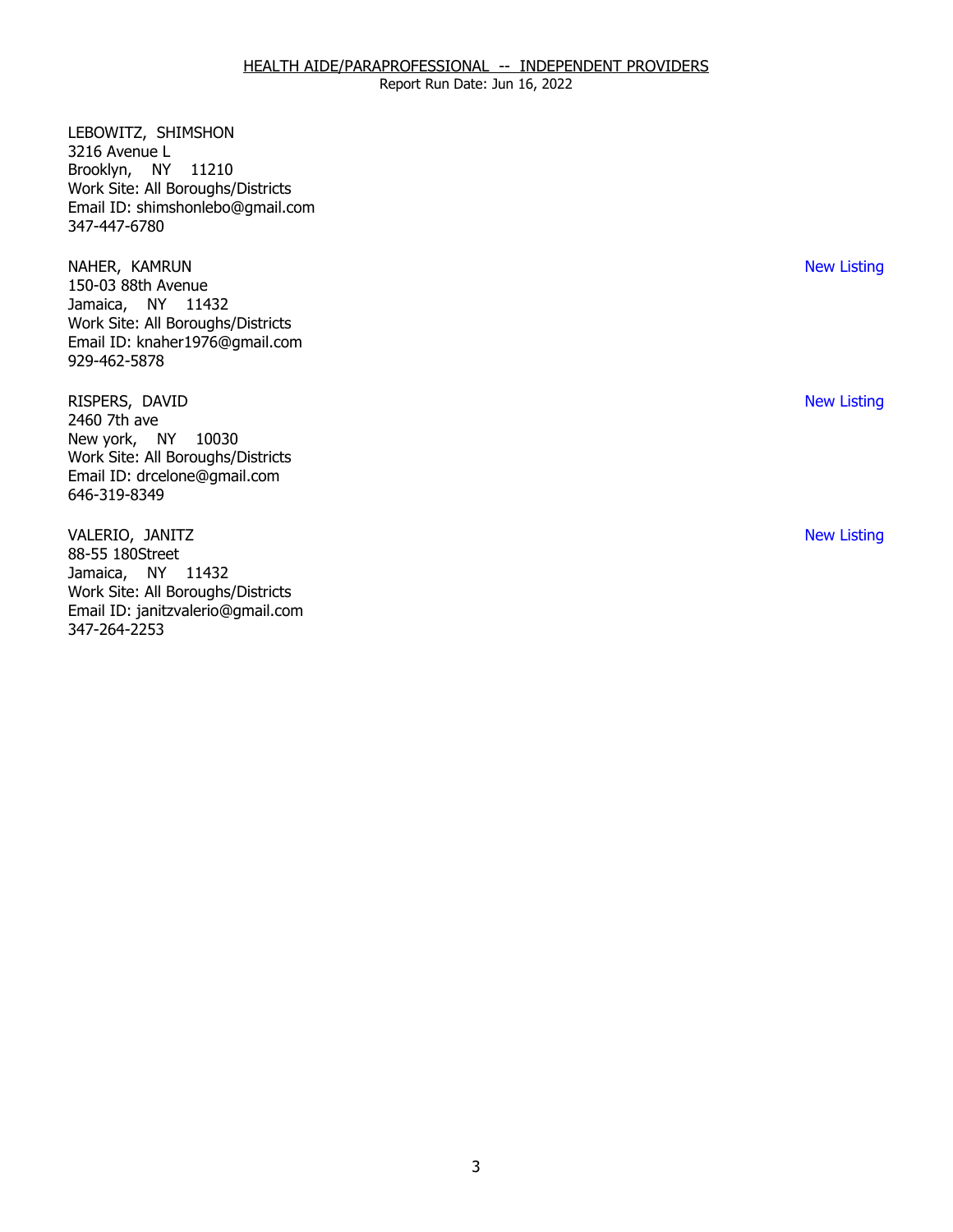LEBOWITZ, SHIMSHON
3216 Avenue L
Brooklyn, NY 11210
Work Site: All Boroughs/Districts
Email ID: shimshonlebo@gmail.com
347-447-6780

NAHER, KAMRUN — New Listing
150-03 88th Avenue
Jamaica, NY 11432
Work Site: All Boroughs/Districts
Email ID: knaher1976@gmail.com
929-462-5878

RISPERS, DAVID — New Listing
2460 7th ave
New york, NY 10030
Work Site: All Boroughs/Districts
Email ID: drcelone@gmail.com
646-319-8349

VALERIO, JANITZ — New Listing
88-55 180Street
Jamaica, NY 11432
Work Site: All Boroughs/Districts
Email ID: janitzvalerio@gmail.com
347-264-2253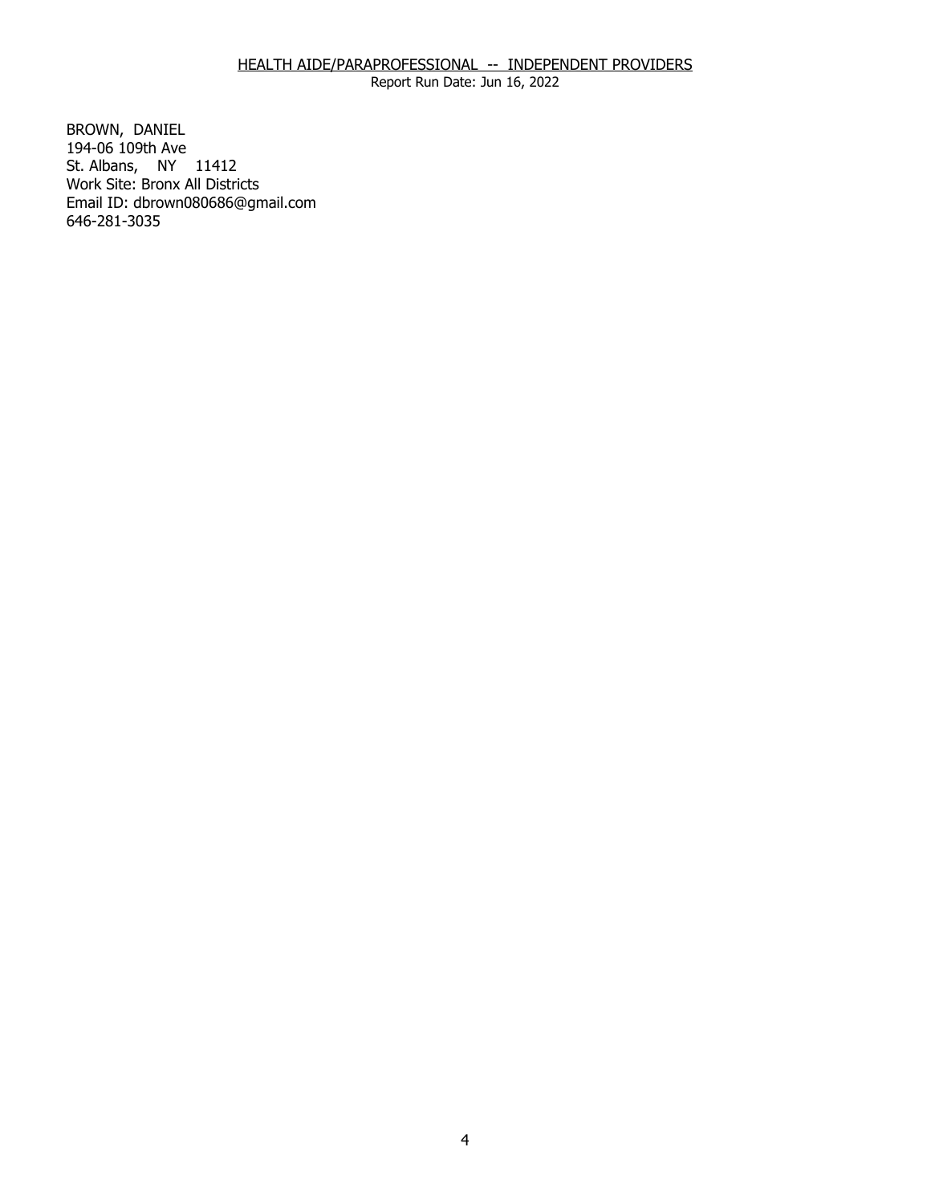HEALTH AIDE/PARAPROFESSIONAL -- INDEPENDENT PROVIDERS

Report Run Date: Jun 16, 2022

BROWN, DANIEL
194-06 109th Ave
St. Albans, NY 11412
Work Site: Bronx All Districts
Email ID: dbrown080686@gmail.com
646-281-3035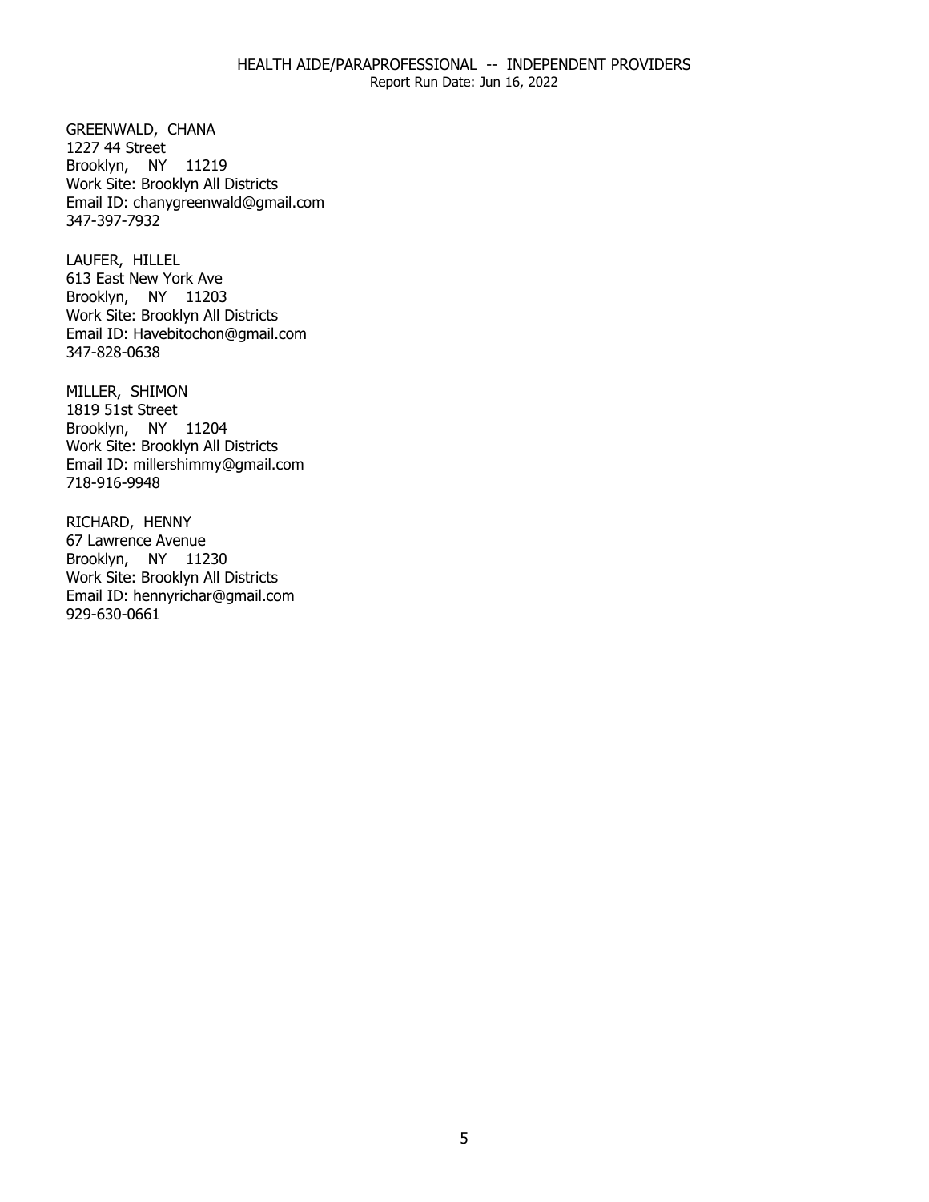GREENWALD, CHANA
1227 44 Street
Brooklyn, NY 11219
Work Site: Brooklyn All Districts
Email ID: chanygreenwald@gmail.com
347-397-7932

LAUFER, HILLEL
613 East New York Ave
Brooklyn, NY 11203
Work Site: Brooklyn All Districts
Email ID: Havebitochon@gmail.com
347-828-0638

MILLER, SHIMON
1819 51st Street
Brooklyn, NY 11204
Work Site: Brooklyn All Districts
Email ID: millershimmy@gmail.com
718-916-9948

RICHARD, HENNY
67 Lawrence Avenue
Brooklyn, NY 11230
Work Site: Brooklyn All Districts
Email ID: hennyrichar@gmail.com
929-630-0661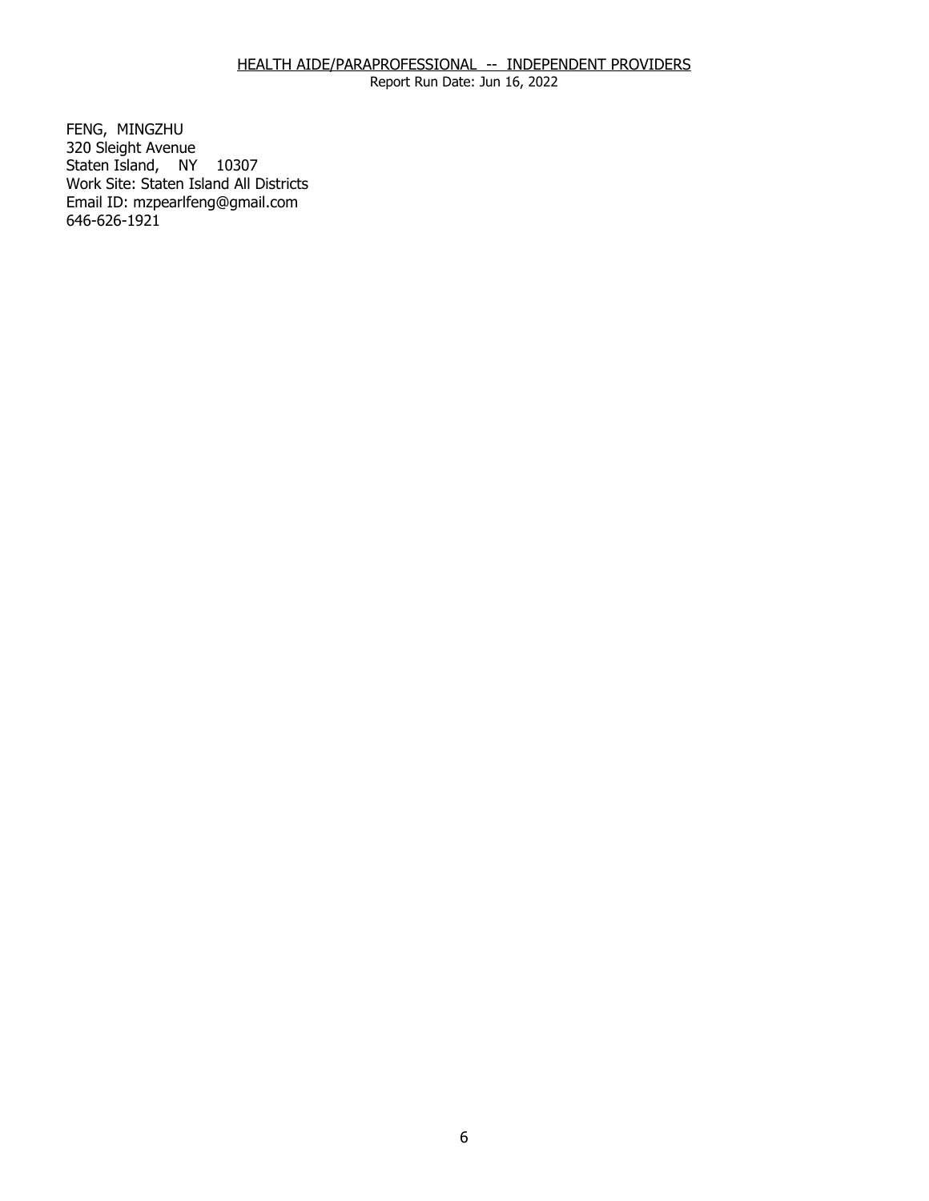HEALTH AIDE/PARAPROFESSIONAL -- INDEPENDENT PROVIDERS

Report Run Date: Jun 16, 2022

FENG, MINGZHU
320 Sleight Avenue
Staten Island, NY 10307
Work Site: Staten Island All Districts
Email ID: mzpearlfeng@gmail.com
646-626-1921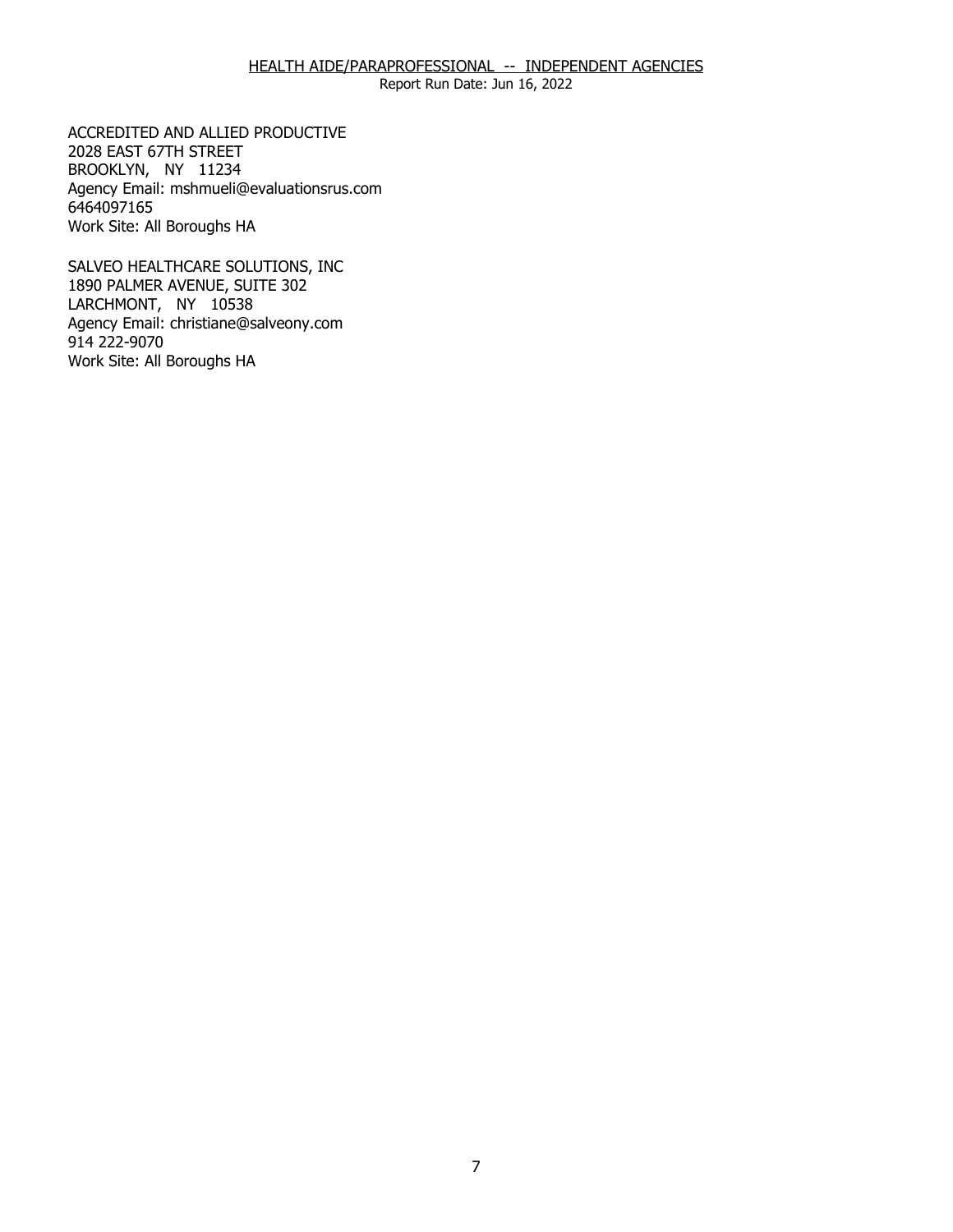ACCREDITED AND ALLIED PRODUCTIVE
2028 EAST 67TH STREET
BROOKLYN, NY 11234
Agency Email: mshmueli@evaluationsrus.com
6464097165
Work Site: All Boroughs HA

SALVEO HEALTHCARE SOLUTIONS, INC
1890 PALMER AVENUE, SUITE 302
LARCHMONT, NY 10538
Agency Email: christiane@salveony.com
914 222-9070
Work Site: All Boroughs HA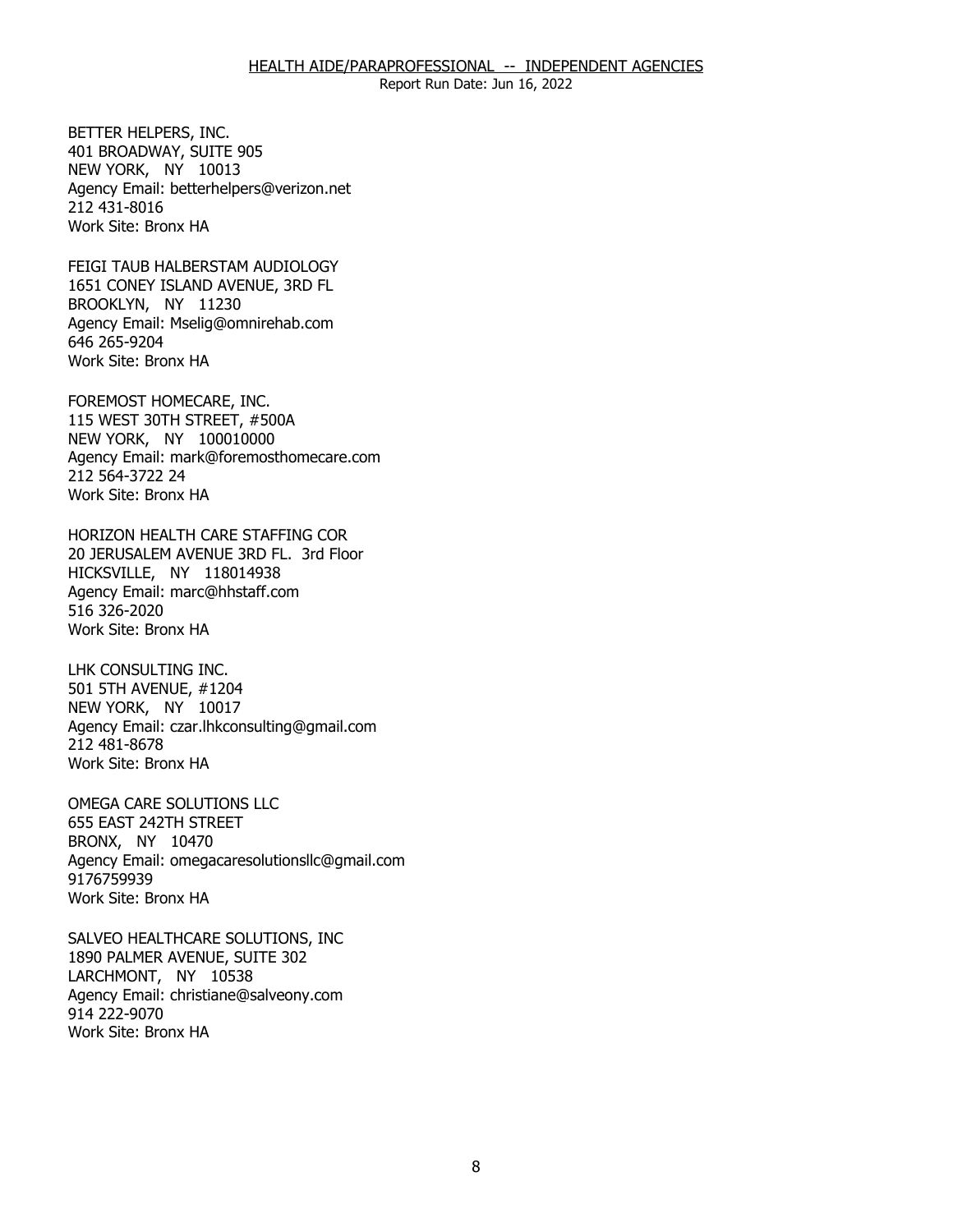BETTER HELPERS, INC.
401 BROADWAY, SUITE 905
NEW YORK, NY 10013
Agency Email: betterhelpers@verizon.net
212 431-8016
Work Site: Bronx HA

FEIGI TAUB HALBERSTAM AUDIOLOGY
1651 CONEY ISLAND AVENUE, 3RD FL
BROOKLYN, NY 11230
Agency Email: Mselig@omnirehab.com
646 265-9204
Work Site: Bronx HA

FOREMOST HOMECARE, INC.
115 WEST 30TH STREET, #500A
NEW YORK, NY 100010000
Agency Email: mark@foremosthomecare.com
212 564-3722 24
Work Site: Bronx HA

HORIZON HEALTH CARE STAFFING COR
20 JERUSALEM AVENUE 3RD FL. 3rd Floor
HICKSVILLE, NY 118014938
Agency Email: marc@hhstaff.com
516 326-2020
Work Site: Bronx HA

LHK CONSULTING INC.
501 5TH AVENUE, #1204
NEW YORK, NY 10017
Agency Email: czar.lhkconsulting@gmail.com
212 481-8678
Work Site: Bronx HA

OMEGA CARE SOLUTIONS LLC
655 EAST 242TH STREET
BRONX, NY 10470
Agency Email: omegacaresolutionsllc@gmail.com
9176759939
Work Site: Bronx HA

SALVEO HEALTHCARE SOLUTIONS, INC
1890 PALMER AVENUE, SUITE 302
LARCHMONT, NY 10538
Agency Email: christiane@salveony.com
914 222-9070
Work Site: Bronx HA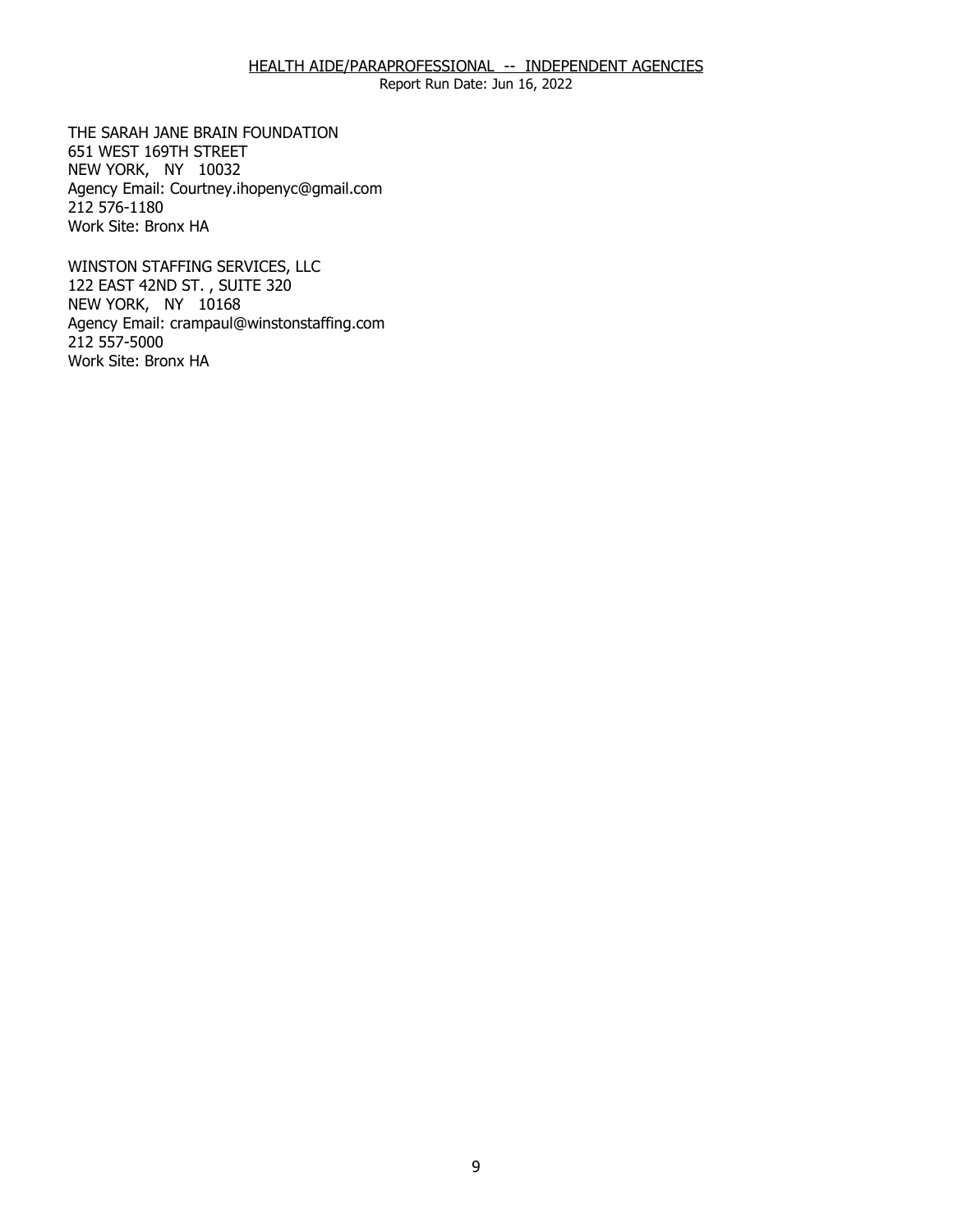THE SARAH JANE BRAIN FOUNDATION
651 WEST 169TH STREET
NEW YORK, NY 10032
Agency Email: Courtney.ihopenyc@gmail.com
212 576-1180
Work Site: Bronx HA

WINSTON STAFFING SERVICES, LLC
122 EAST 42ND ST. , SUITE 320
NEW YORK, NY 10168
Agency Email: crampaul@winstonstaffing.com
212 557-5000
Work Site: Bronx HA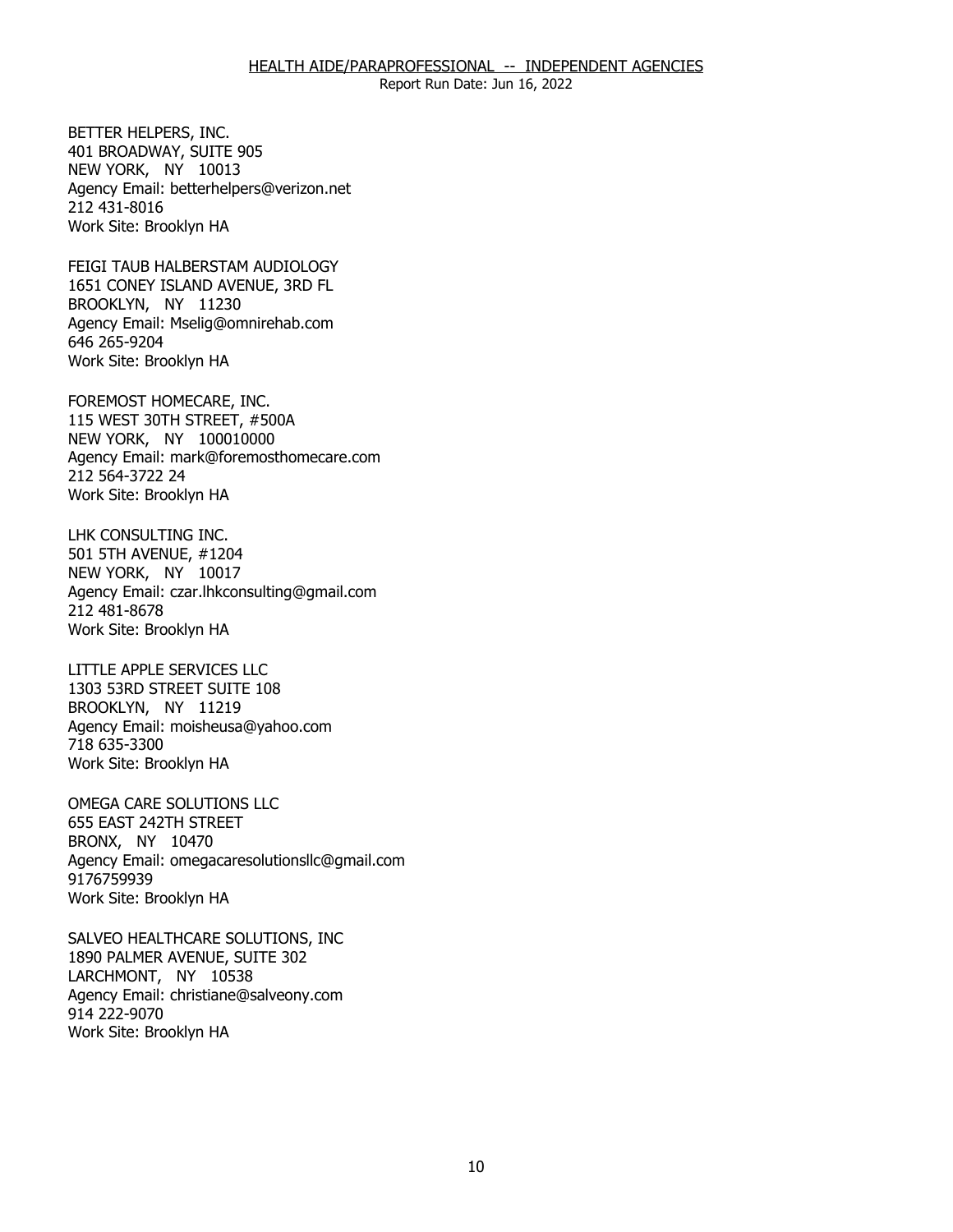BETTER HELPERS, INC.
401 BROADWAY, SUITE 905
NEW YORK, NY 10013
Agency Email: betterhelpers@verizon.net
212 431-8016
Work Site: Brooklyn HA

FEIGI TAUB HALBERSTAM AUDIOLOGY
1651 CONEY ISLAND AVENUE, 3RD FL
BROOKLYN, NY 11230
Agency Email: Mselig@omnirehab.com
646 265-9204
Work Site: Brooklyn HA

FOREMOST HOMECARE, INC.
115 WEST 30TH STREET, #500A
NEW YORK, NY 100010000
Agency Email: mark@foremosthomecare.com
212 564-3722 24
Work Site: Brooklyn HA

LHK CONSULTING INC.
501 5TH AVENUE, #1204
NEW YORK, NY 10017
Agency Email: czar.lhkconsulting@gmail.com
212 481-8678
Work Site: Brooklyn HA

LITTLE APPLE SERVICES LLC
1303 53RD STREET SUITE 108
BROOKLYN, NY 11219
Agency Email: moisheusa@yahoo.com
718 635-3300
Work Site: Brooklyn HA

OMEGA CARE SOLUTIONS LLC
655 EAST 242TH STREET
BRONX, NY 10470
Agency Email: omegacaresolutionsllc@gmail.com
9176759939
Work Site: Brooklyn HA

SALVEO HEALTHCARE SOLUTIONS, INC
1890 PALMER AVENUE, SUITE 302
LARCHMONT, NY 10538
Agency Email: christiane@salveony.com
914 222-9070
Work Site: Brooklyn HA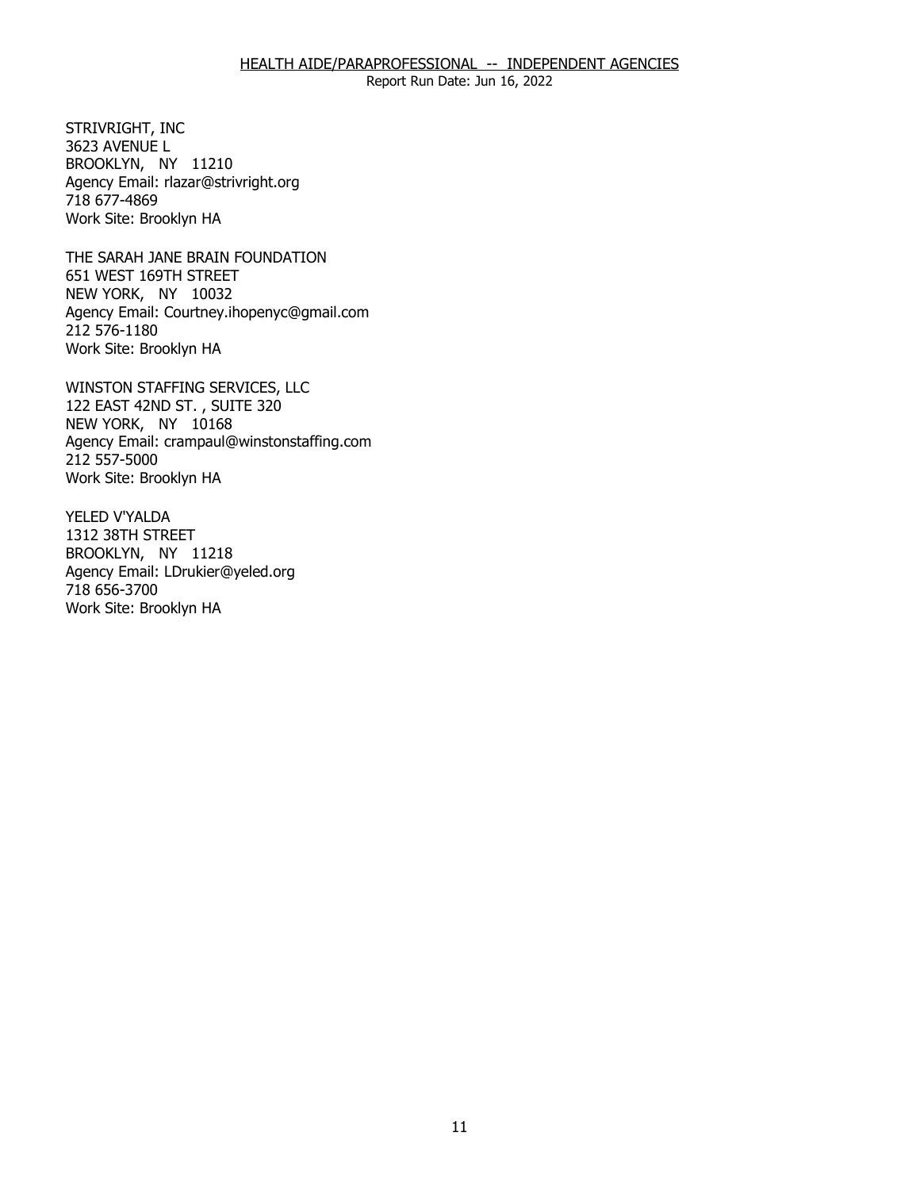STRIVRIGHT, INC
3623 AVENUE L
BROOKLYN, NY 11210
Agency Email: rlazar@strivright.org
718 677-4869
Work Site: Brooklyn HA

THE SARAH JANE BRAIN FOUNDATION
651 WEST 169TH STREET
NEW YORK, NY 10032
Agency Email: Courtney.ihopenyc@gmail.com
212 576-1180
Work Site: Brooklyn HA

WINSTON STAFFING SERVICES, LLC
122 EAST 42ND ST. , SUITE 320
NEW YORK, NY 10168
Agency Email: crampaul@winstonstaffing.com
212 557-5000
Work Site: Brooklyn HA

YELED V'YALDA
1312 38TH STREET
BROOKLYN, NY 11218
Agency Email: LDrukier@yeled.org
718 656-3700
Work Site: Brooklyn HA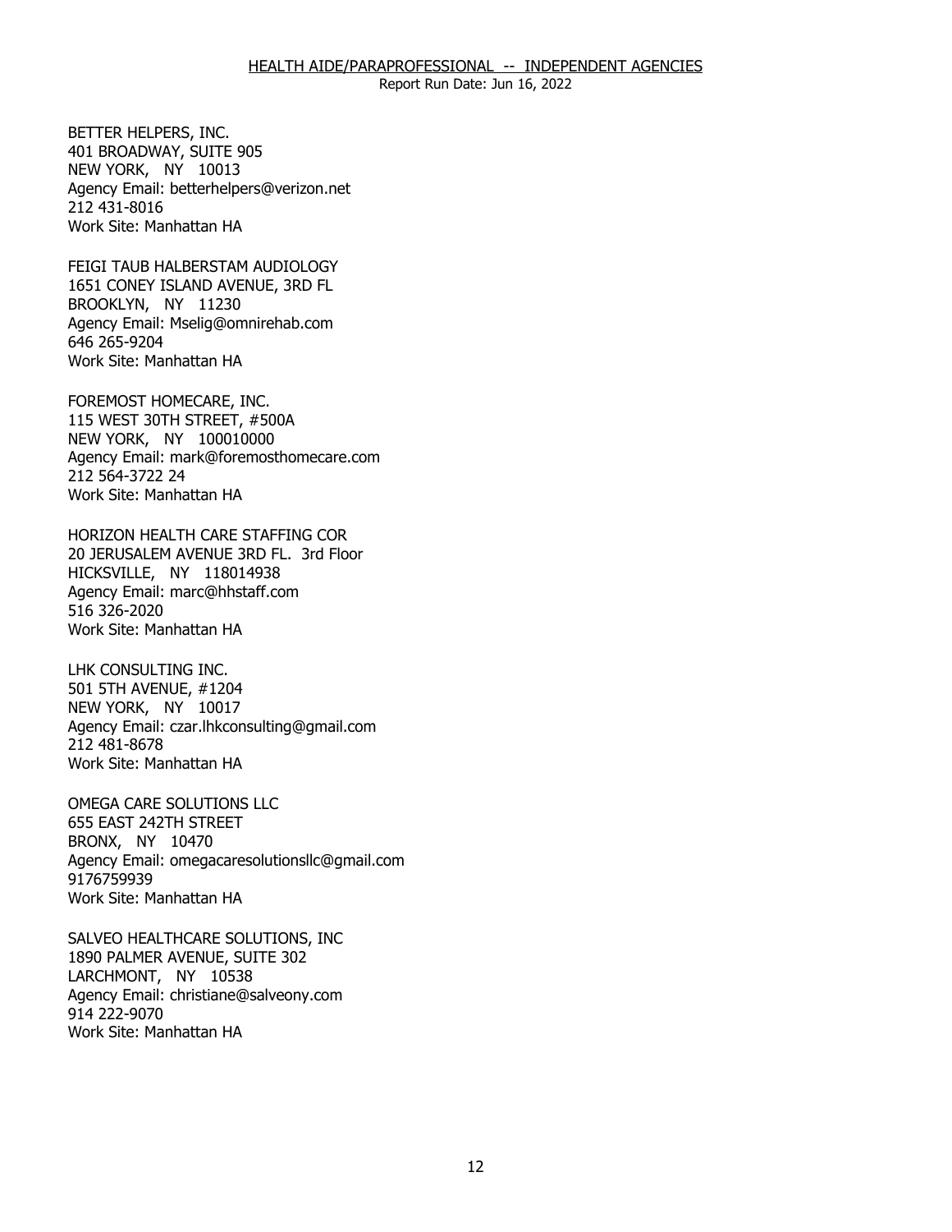BETTER HELPERS, INC.
401 BROADWAY, SUITE 905
NEW YORK, NY 10013
Agency Email: betterhelpers@verizon.net
212 431-8016
Work Site: Manhattan HA

FEIGI TAUB HALBERSTAM AUDIOLOGY
1651 CONEY ISLAND AVENUE, 3RD FL
BROOKLYN, NY 11230
Agency Email: Mselig@omnirehab.com
646 265-9204
Work Site: Manhattan HA

FOREMOST HOMECARE, INC.
115 WEST 30TH STREET, #500A
NEW YORK, NY 100010000
Agency Email: mark@foremosthomecare.com
212 564-3722 24
Work Site: Manhattan HA

HORIZON HEALTH CARE STAFFING COR
20 JERUSALEM AVENUE 3RD FL. 3rd Floor
HICKSVILLE, NY 118014938
Agency Email: marc@hhstaff.com
516 326-2020
Work Site: Manhattan HA

LHK CONSULTING INC.
501 5TH AVENUE, #1204
NEW YORK, NY 10017
Agency Email: czar.lhkconsulting@gmail.com
212 481-8678
Work Site: Manhattan HA

OMEGA CARE SOLUTIONS LLC
655 EAST 242TH STREET
BRONX, NY 10470
Agency Email: omegacaresolutionsllc@gmail.com
9176759939
Work Site: Manhattan HA

SALVEO HEALTHCARE SOLUTIONS, INC
1890 PALMER AVENUE, SUITE 302
LARCHMONT, NY 10538
Agency Email: christiane@salveony.com
914 222-9070
Work Site: Manhattan HA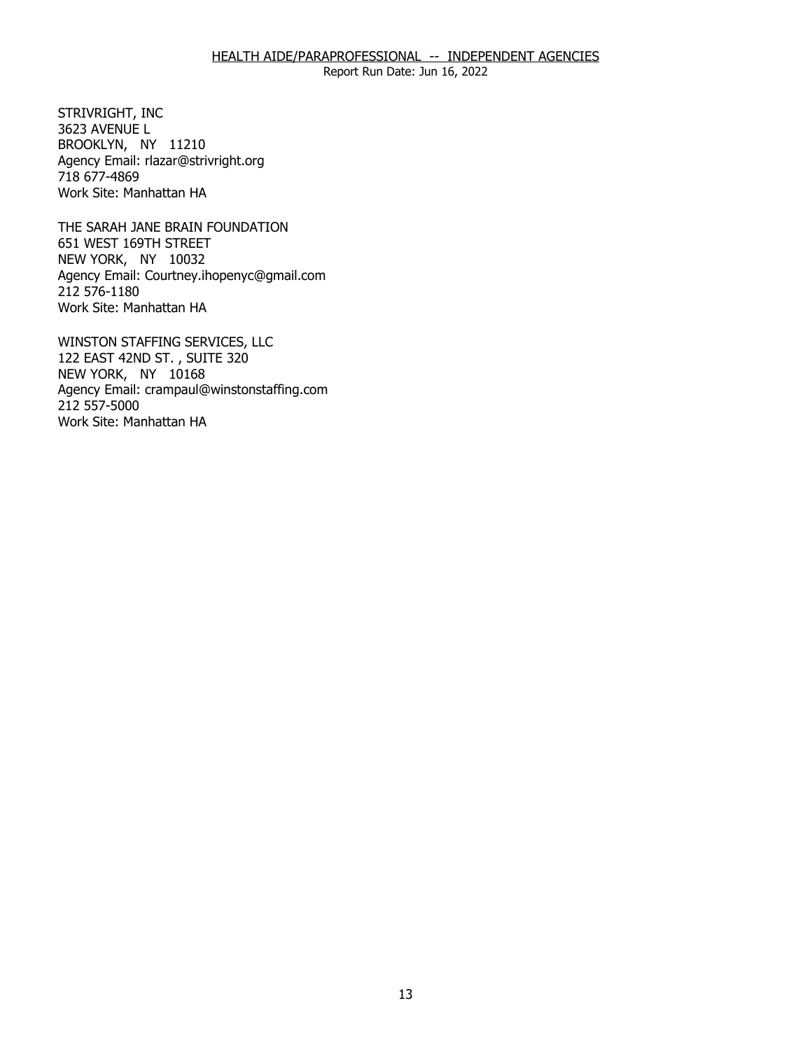STRIVRIGHT, INC
3623 AVENUE L
BROOKLYN, NY 11210
Agency Email: rlazar@strivright.org
718 677-4869
Work Site: Manhattan HA

THE SARAH JANE BRAIN FOUNDATION
651 WEST 169TH STREET
NEW YORK, NY 10032
Agency Email: Courtney.ihopenyc@gmail.com
212 576-1180
Work Site: Manhattan HA

WINSTON STAFFING SERVICES, LLC
122 EAST 42ND ST. , SUITE 320
NEW YORK, NY 10168
Agency Email: crampaul@winstonstaffing.com
212 557-5000
Work Site: Manhattan HA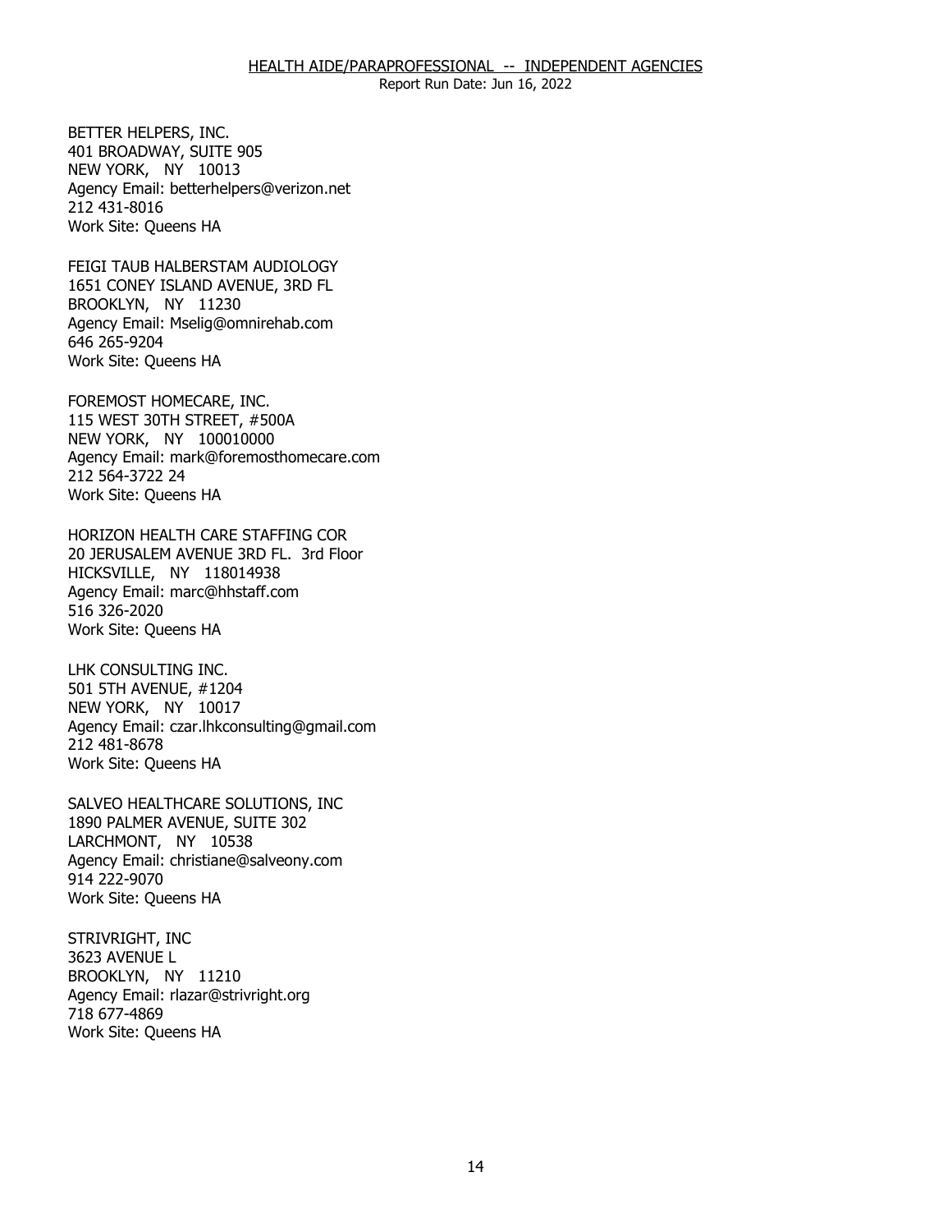BETTER HELPERS, INC.
401 BROADWAY, SUITE 905
NEW YORK, NY 10013
Agency Email: betterhelpers@verizon.net
212 431-8016
Work Site: Queens HA

FEIGI TAUB HALBERSTAM AUDIOLOGY
1651 CONEY ISLAND AVENUE, 3RD FL
BROOKLYN, NY 11230
Agency Email: Mselig@omnirehab.com
646 265-9204
Work Site: Queens HA

FOREMOST HOMECARE, INC.
115 WEST 30TH STREET, #500A
NEW YORK, NY 100010000
Agency Email: mark@foremosthomecare.com
212 564-3722 24
Work Site: Queens HA

HORIZON HEALTH CARE STAFFING COR
20 JERUSALEM AVENUE 3RD FL. 3rd Floor
HICKSVILLE, NY 118014938
Agency Email: marc@hhstaff.com
516 326-2020
Work Site: Queens HA

LHK CONSULTING INC.
501 5TH AVENUE, #1204
NEW YORK, NY 10017
Agency Email: czar.lhkconsulting@gmail.com
212 481-8678
Work Site: Queens HA

SALVEO HEALTHCARE SOLUTIONS, INC
1890 PALMER AVENUE, SUITE 302
LARCHMONT, NY 10538
Agency Email: christiane@salveony.com
914 222-9070
Work Site: Queens HA

STRIVRIGHT, INC
3623 AVENUE L
BROOKLYN, NY 11210
Agency Email: rlazar@strivright.org
718 677-4869
Work Site: Queens HA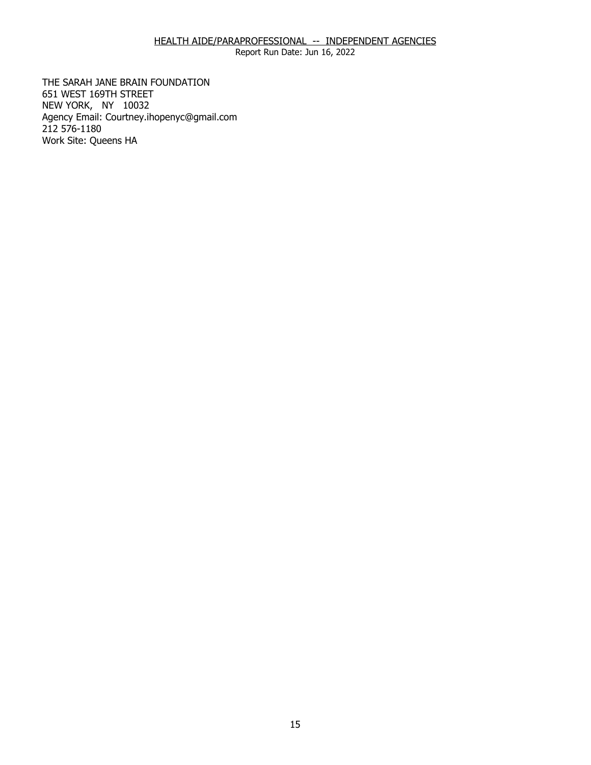HEALTH AIDE/PARAPROFESSIONAL -- INDEPENDENT AGENCIES

Report Run Date: Jun 16, 2022

THE SARAH JANE BRAIN FOUNDATION
651 WEST 169TH STREET
NEW YORK, NY 10032
Agency Email: Courtney.ihopenyc@gmail.com
212 576-1180
Work Site: Queens HA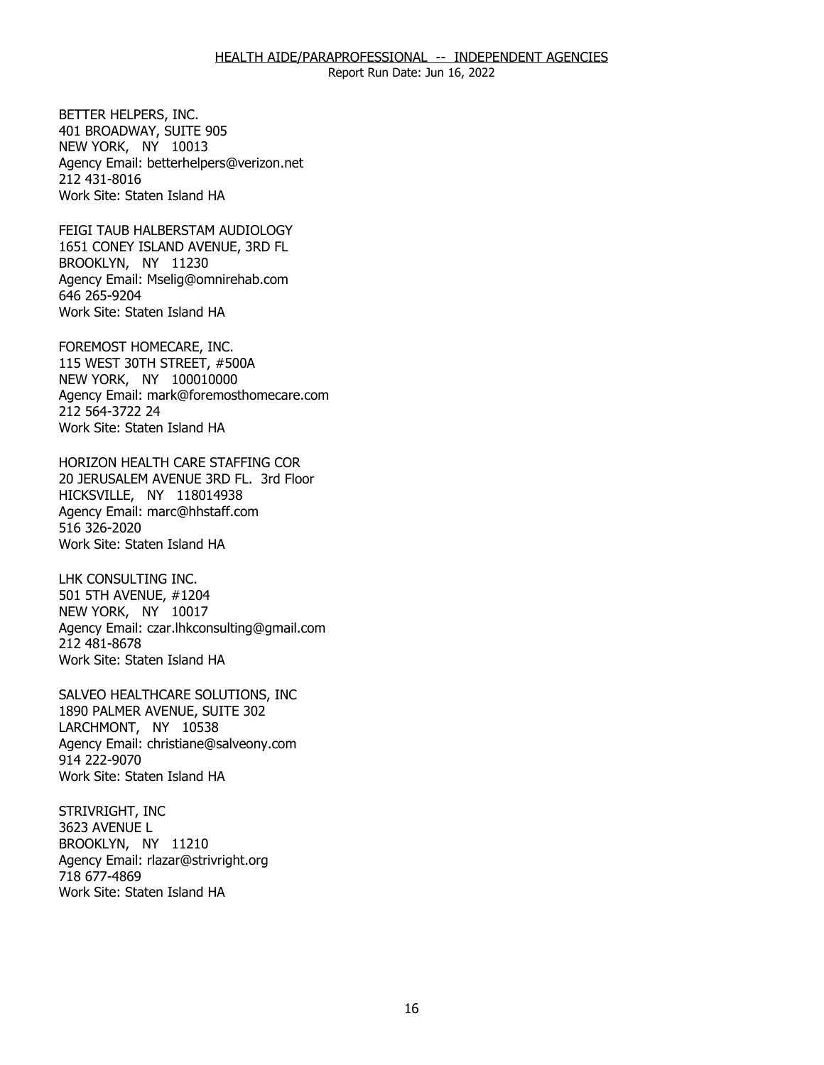BETTER HELPERS, INC.
401 BROADWAY, SUITE 905
NEW YORK, NY 10013
Agency Email: betterhelpers@verizon.net
212 431-8016
Work Site: Staten Island HA

FEIGI TAUB HALBERSTAM AUDIOLOGY
1651 CONEY ISLAND AVENUE, 3RD FL
BROOKLYN, NY 11230
Agency Email: Mselig@omnirehab.com
646 265-9204
Work Site: Staten Island HA

FOREMOST HOMECARE, INC.
115 WEST 30TH STREET, #500A
NEW YORK, NY 100010000
Agency Email: mark@foremosthomecare.com
212 564-3722 24
Work Site: Staten Island HA

HORIZON HEALTH CARE STAFFING COR
20 JERUSALEM AVENUE 3RD FL. 3rd Floor
HICKSVILLE, NY 118014938
Agency Email: marc@hhstaff.com
516 326-2020
Work Site: Staten Island HA

LHK CONSULTING INC.
501 5TH AVENUE, #1204
NEW YORK, NY 10017
Agency Email: czar.lhkconsulting@gmail.com
212 481-8678
Work Site: Staten Island HA

SALVEO HEALTHCARE SOLUTIONS, INC
1890 PALMER AVENUE, SUITE 302
LARCHMONT, NY 10538
Agency Email: christiane@salveony.com
914 222-9070
Work Site: Staten Island HA

STRIVRIGHT, INC
3623 AVENUE L
BROOKLYN, NY 11210
Agency Email: rlazar@strivright.org
718 677-4869
Work Site: Staten Island HA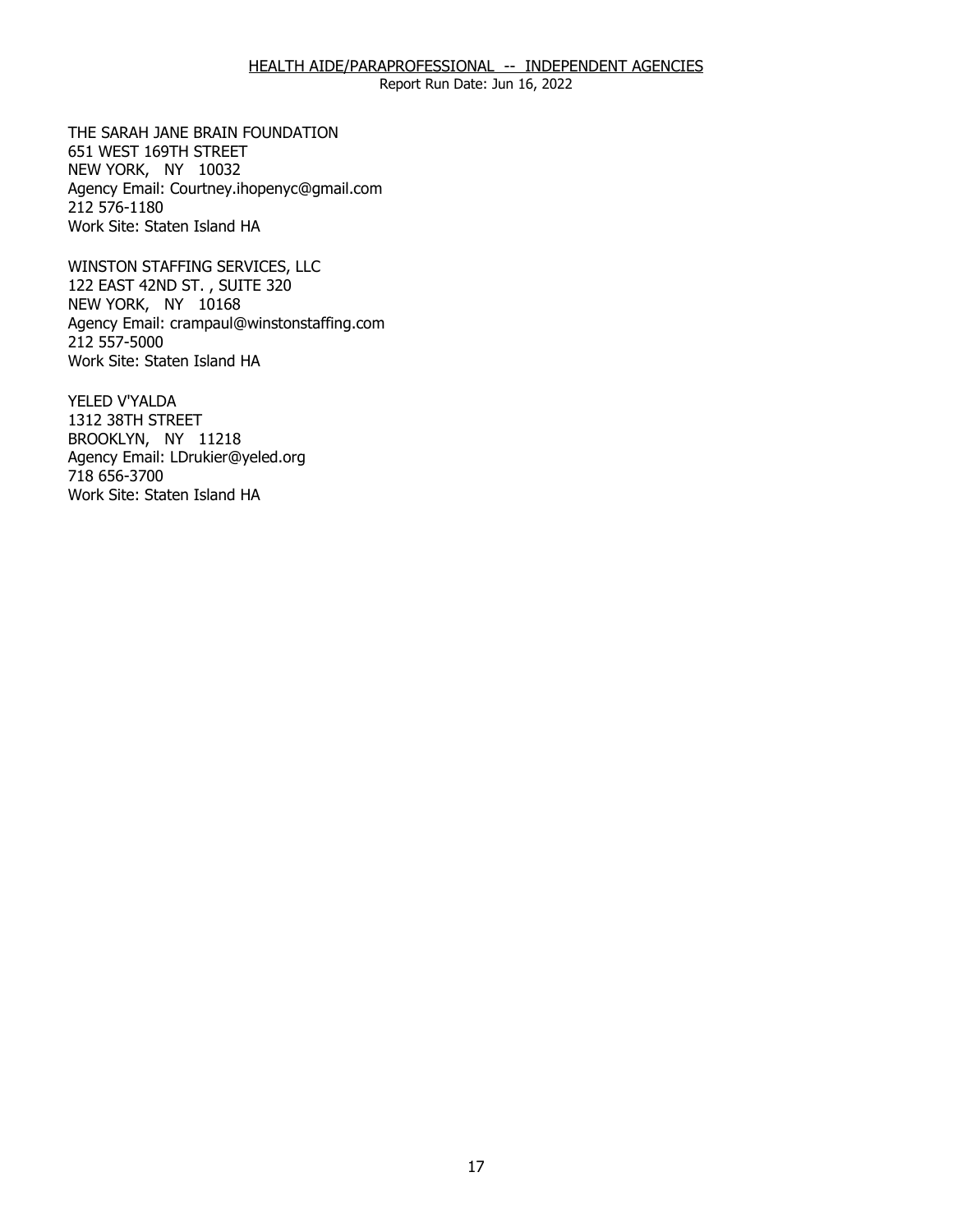THE SARAH JANE BRAIN FOUNDATION
651 WEST 169TH STREET
NEW YORK, NY 10032
Agency Email: Courtney.ihopenyc@gmail.com
212 576-1180
Work Site: Staten Island HA

WINSTON STAFFING SERVICES, LLC
122 EAST 42ND ST. , SUITE 320
NEW YORK, NY 10168
Agency Email: crampaul@winstonstaffing.com
212 557-5000
Work Site: Staten Island HA

YELED V'YALDA
1312 38TH STREET
BROOKLYN, NY 11218
Agency Email: LDrukier@yeled.org
718 656-3700
Work Site: Staten Island HA